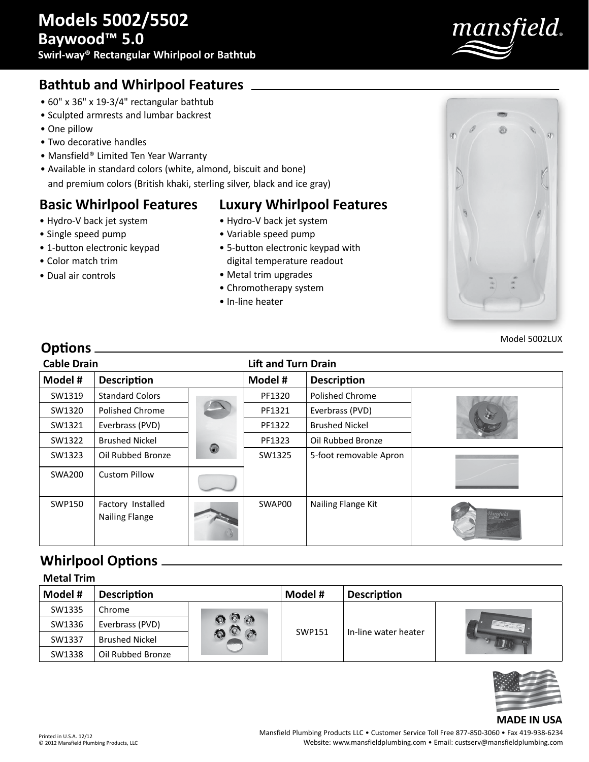# Models 5002/5502

## Baywood™ 5.0

### Swirl-way® Rectangular Whirlpool or Bathtub

## Bathtub and Whirlpool Features

- 60" x 36" x 19-3/4" rectangular bathtub
- Sculpted armrests and lumbar backrest
- One pillow
- Two decorative handles
- Mansfield® Limited Ten Year Warranty
- Available in standard colors (white, almond, biscuit and bone) and premium colors (British khaki, sterling silver, black and ice gray)

## Basic Whirlpool Features

- Hydro-V back jet system
- Single speed pump
- 1-button electronic keypad
- Color match trim
- Dual air controls

## Luxury Whirlpool Features

- Hydro-V back jet system
- Variable speed pump
- 5-button electronic keypad with digital temperature readout
- Metal trim upgrades
- Chromotherapy system
- In-line heater

Model 5002LUX

## Options

**Cable Drain**

| Model # | Description |
|---|---|
| SW1319 | Standard Colors |
| SW1320 | Polished Chrome |
| SW1321 | Everbrass (PVD) |
| SW1322 | Brushed Nickel |
| SW1323 | Oil Rubbed Bronze |
| SWA200 | Custom Pillow |
| SWP150 | Factory Installed Nailing Flange |

**Lift and Turn Drain**

| Model # | Description |
|---|---|
| PF1320 | Polished Chrome |
| PF1321 | Everbrass (PVD) |
| PF1322 | Brushed Nickel |
| PF1323 | Oil Rubbed Bronze |
| SW1325 | 5-foot removable Apron |
| SWAP00 | Nailing Flange Kit |

## Whirlpool Options

**Metal Trim**

| Model # | Description | Model # | Description |
|---|---|---|---|
| SW1335 | Chrome | SWP151 | In-line water heater |
| SW1336 | Everbrass (PVD) | | |
| SW1337 | Brushed Nickel | | |
| SW1338 | Oil Rubbed Bronze | | |

**MADE IN USA**

Printed in U.S.A. 12/12
© 2012 Mansfield Plumbing Products, LLC

Mansfield Plumbing Products LLC • Customer Service Toll Free 877-850-3060 • Fax 419-938-6234
Website: www.mansfieldplumbing.com • Email: custserv@mansfieldplumbing.com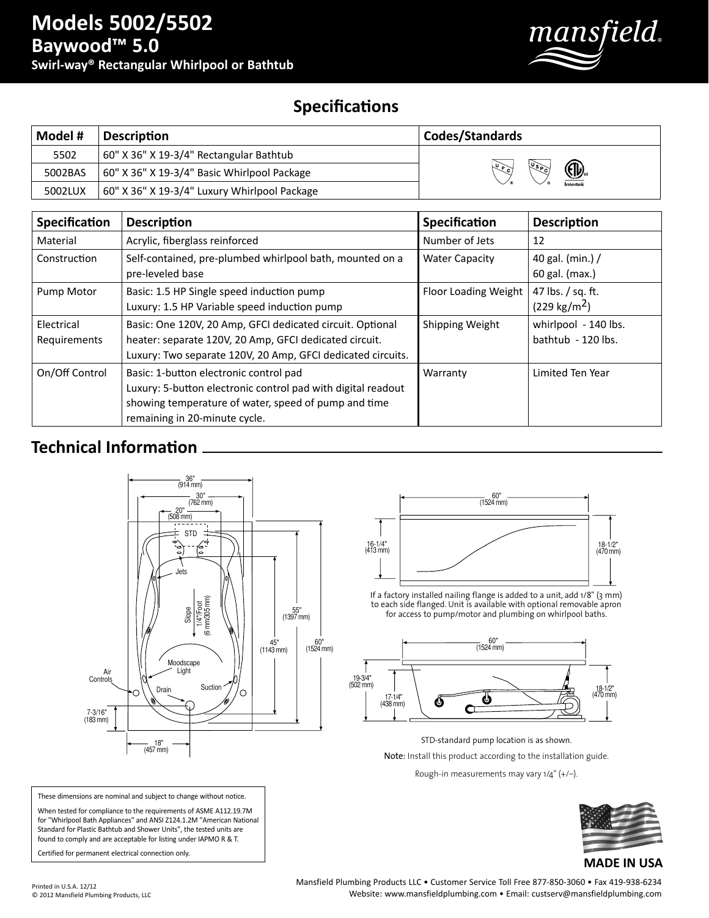# Models 5002/5502

## Baywood™ 5.0

### Swirl-way® Rectangular Whirlpool or Bathtub

mansfield®

## Specifications

| Model # | Description | Codes/Standards |
|---|---|---|
| 5502 | 60" X 36" X 19-3/4" Rectangular Bathtub | UPC® USPC® ETL Intertek |
| 5002BAS | 60" X 36" X 19-3/4" Basic Whirlpool Package | |
| 5002LUX | 60" X 36" X 19-3/4" Luxury Whirlpool Package | |

| Specification | Description | Specification | Description |
|---|---|---|---|
| Material | Acrylic, fiberglass reinforced | Number of Jets | 12 |
| Construction | Self-contained, pre-plumbed whirlpool bath, mounted on a pre-leveled base | Water Capacity | 40 gal. (min.) / 60 gal. (max.) |
| Pump Motor | Basic: 1.5 HP Single speed induction pump<br>Luxury: 1.5 HP Variable speed induction pump | Floor Loading Weight | 47 lbs. / sq. ft. (229 kg/m²) |
| Electrical Requirements | Basic: One 120V, 20 Amp, GFCI dedicated circuit. Optional heater: separate 120V, 20 Amp, GFCI dedicated circuit.<br>Luxury: Two separate 120V, 20 Amp, GFCI dedicated circuits. | Shipping Weight | whirlpool - 140 lbs.<br>bathtub - 120 lbs. |
| On/Off Control | Basic: 1-button electronic control pad<br>Luxury: 5-button electronic control pad with digital readout showing temperature of water, speed of pump and time remaining in 20-minute cycle. | Warranty | Limited Ten Year |

## Technical Information

36" (914 mm)
30" (762 mm)
20" (508 mm)
STD
Jets
Slope 1/4"/Foot (6 mm/305 mm)
55" (1397 mm)
45" (1143 mm)
60" (1524 mm)
Moodscape Light
Air Controls
Drain
Suction
7-3/16" (183 mm)
18" (457 mm)

60" (1524 mm)
16-1/4" (413 mm)
18-1/2" (470 mm)

If a factory installed nailing flange is added to a unit, add 1/8" (3 mm) to each side flanged. Unit is available with optional removable apron for access to pump/motor and plumbing on whirlpool baths.

60" (1524 mm)
19-3/4" (502 mm)
17-1/4" (438 mm)
18-1/2" (470 mm)

STD-standard pump location is as shown.

**Note:** Install this product according to the installation guide.

Rough-in measurements may vary 1/4" (+/–).

These dimensions are nominal and subject to change without notice.

When tested for compliance to the requirements of ASME A112.19.7M for "Whirlpool Bath Appliances" and ANSI Z124.1.2M "American National Standard for Plastic Bathtub and Shower Units", the tested units are found to comply and are acceptable for listing under IAPMO R & T.

Certified for permanent electrical connection only.

**MADE IN USA**

Printed in U.S.A. 12/12
© 2012 Mansfield Plumbing Products, LLC

Mansfield Plumbing Products LLC • Customer Service Toll Free 877-850-3060 • Fax 419-938-6234
Website: www.mansfieldplumbing.com • Email: custserv@mansfieldplumbing.com